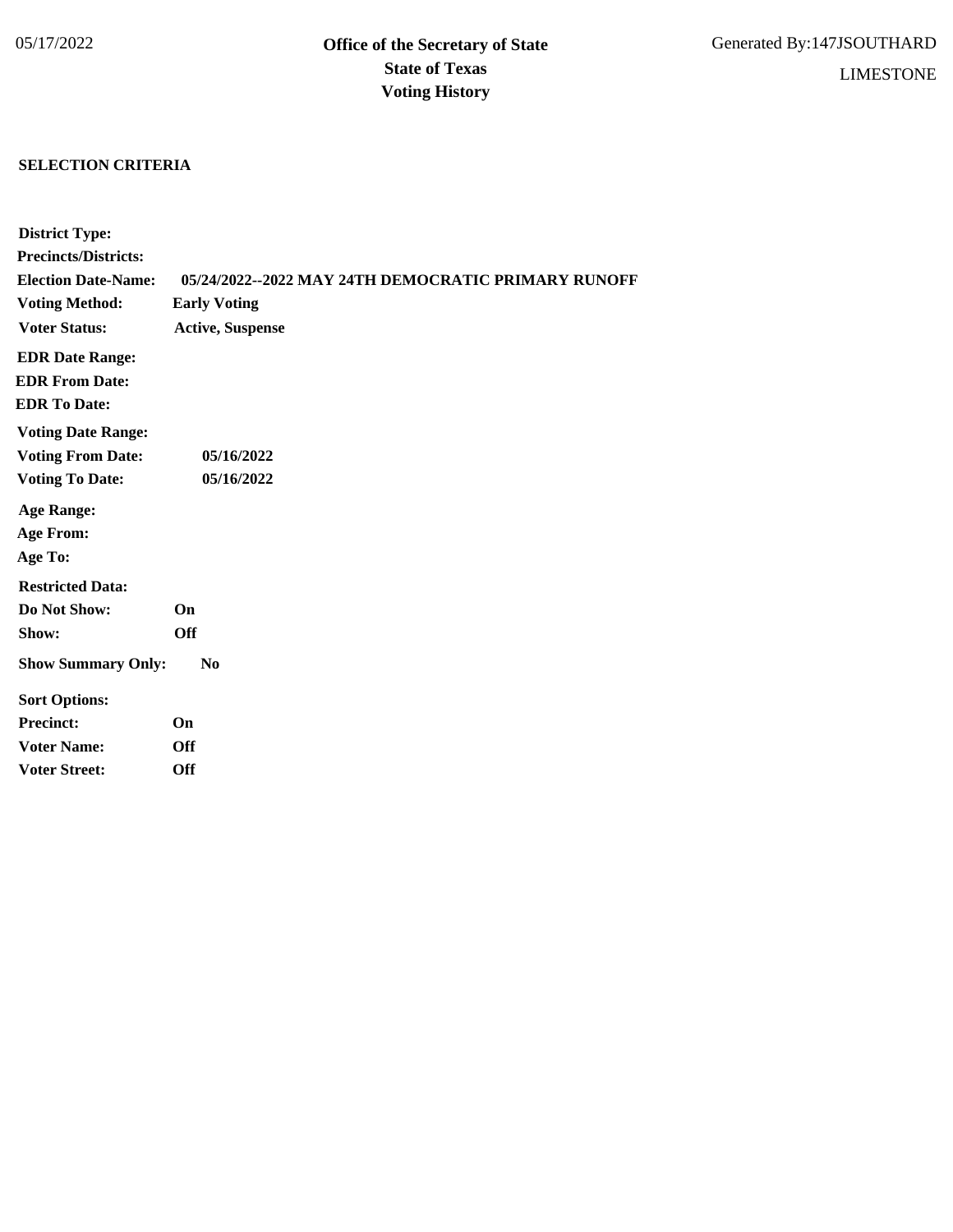05/17/2022

**Office of the Secretary of State**
**State of Texas**
**Voting History**

Generated By:147JSOUTHARD

LIMESTONE

**SELECTION CRITERIA**

**District Type:**
**Precincts/Districts:**
**Election Date-Name:** **05/24/2022--2022 MAY 24TH DEMOCRATIC PRIMARY RUNOFF**
**Voting Method:** **Early Voting**
**Voter Status:** **Active, Suspense**

**EDR Date Range:**
**EDR From Date:**
**EDR To Date:**

**Voting Date Range:**
**Voting From Date:** **05/16/2022**
**Voting To Date:** **05/16/2022**

**Age Range:**
**Age From:**
**Age To:**

**Restricted Data:**
**Do Not Show:** **On**
**Show:** **Off**

**Show Summary Only:** **No**

**Sort Options:**
**Precinct:** **On**
**Voter Name:** **Off**
**Voter Street:** **Off**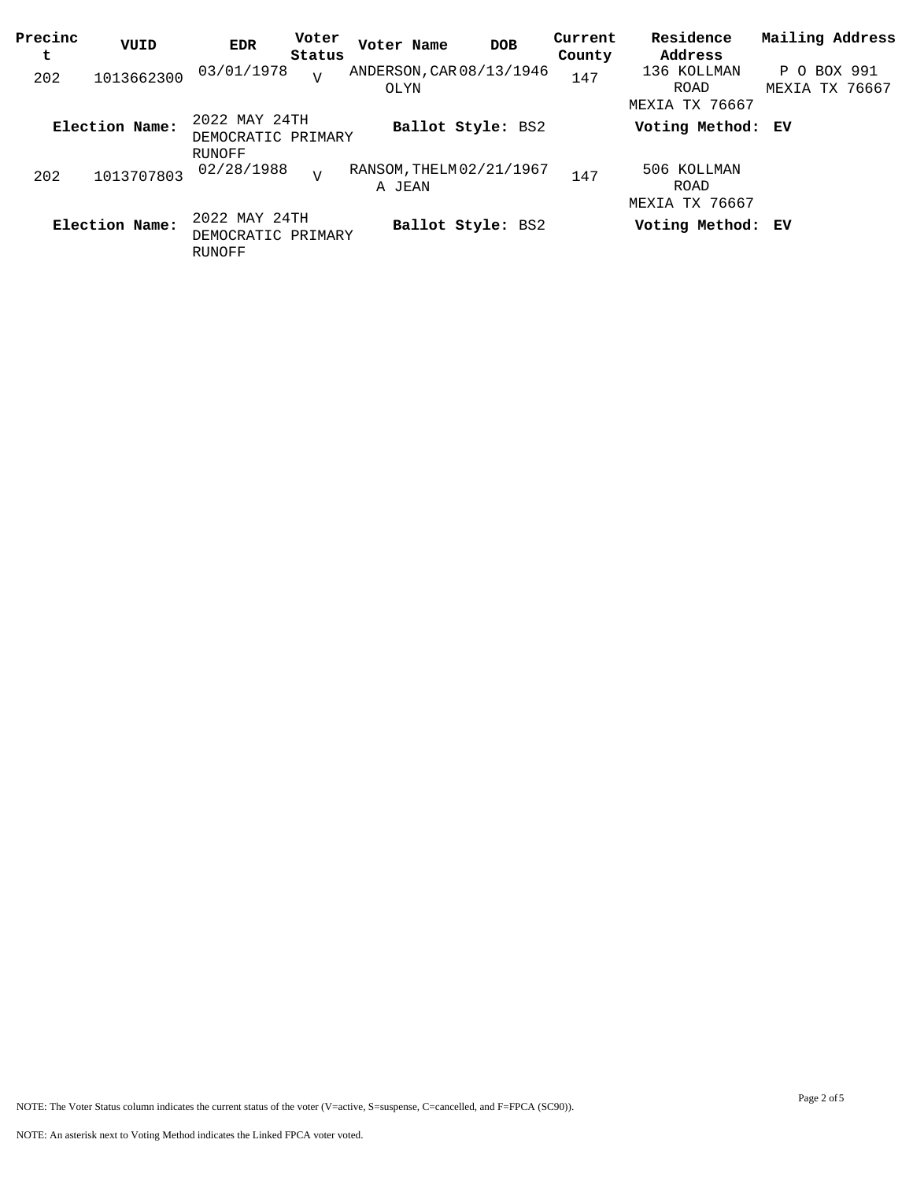| Precinct | VUID | EDR | Voter Status | Voter Name | DOB | Current County | Residence Address | Mailing Address |
|---|---|---|---|---|---|---|---|---|
| 202 | 1013662300 | 03/01/1978 | V | ANDERSON,CAROLYN | 08/13/1946 | 147 | 136 KOLLMAN ROAD MEXIA TX 76667 | P O BOX 991 MEXIA TX 76667 |
| **Election Name:** | 2022 MAY 24TH DEMOCRATIC PRIMARY RUNOFF | | | **Ballot Style:** BS2 | | | **Voting Method:** **EV** | |
| 202 | 1013707803 | 02/28/1988 | V | RANSOM,THELMA JEAN | 02/21/1967 | 147 | 506 KOLLMAN ROAD MEXIA TX 76667 | |
| **Election Name:** | 2022 MAY 24TH DEMOCRATIC PRIMARY RUNOFF | | | **Ballot Style:** BS2 | | | **Voting Method:** **EV** | |

NOTE: The Voter Status column indicates the current status of the voter (V=active, S=suspense, C=cancelled, and F=FPCA (SC90)).

NOTE: An asterisk next to Voting Method indicates the Linked FPCA voter voted.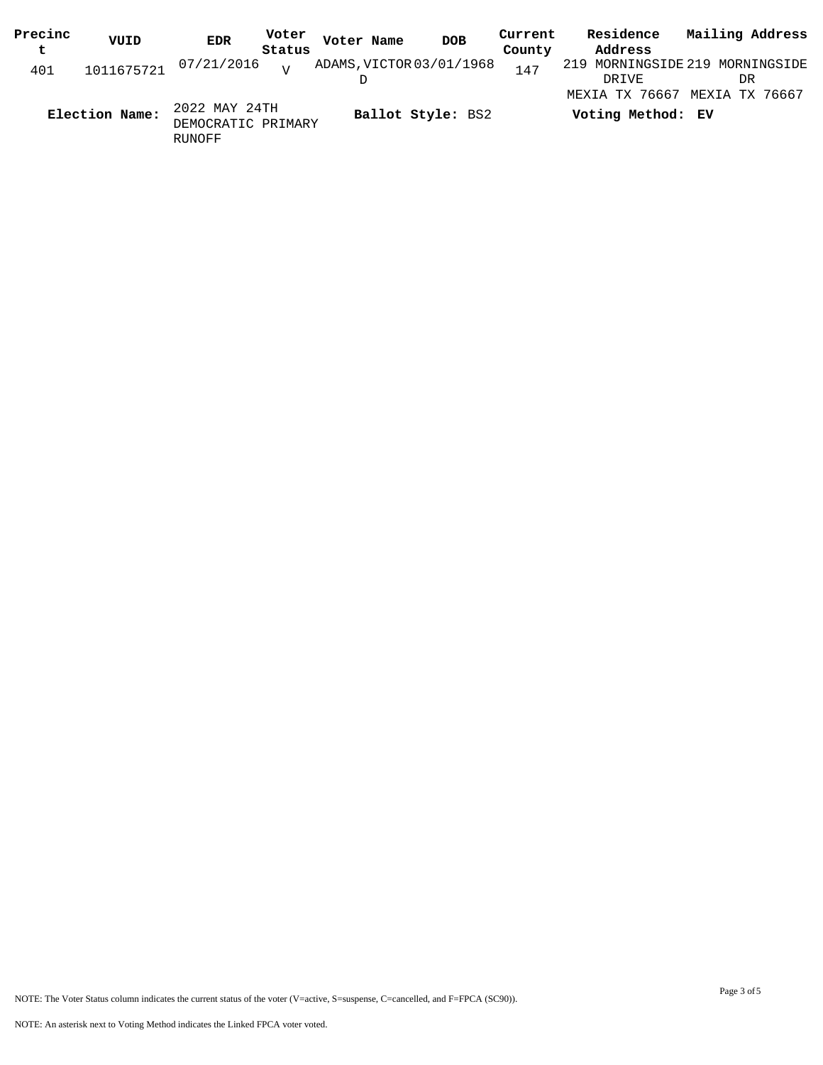| Precinct | VUID | EDR | Voter Status | Voter Name | DOB | Current County | Residence Address | Mailing Address |
|---|---|---|---|---|---|---|---|---|
| 401 | 1011675721 | 07/21/2016 | V | ADAMS,VICTOR D | 03/01/1968 | 147 | 219 MORNINGSIDE DRIVE MEXIA TX 76667 | 219 MORNINGSIDE DR MEXIA TX 76667 |

**Election Name:** 2022 MAY 24TH DEMOCRATIC PRIMARY RUNOFF **Ballot Style:** BS2 **Voting Method:** **EV**

NOTE: The Voter Status column indicates the current status of the voter (V=active, S=suspense, C=cancelled, and F=FPCA (SC90)).

NOTE: An asterisk next to Voting Method indicates the Linked FPCA voter voted.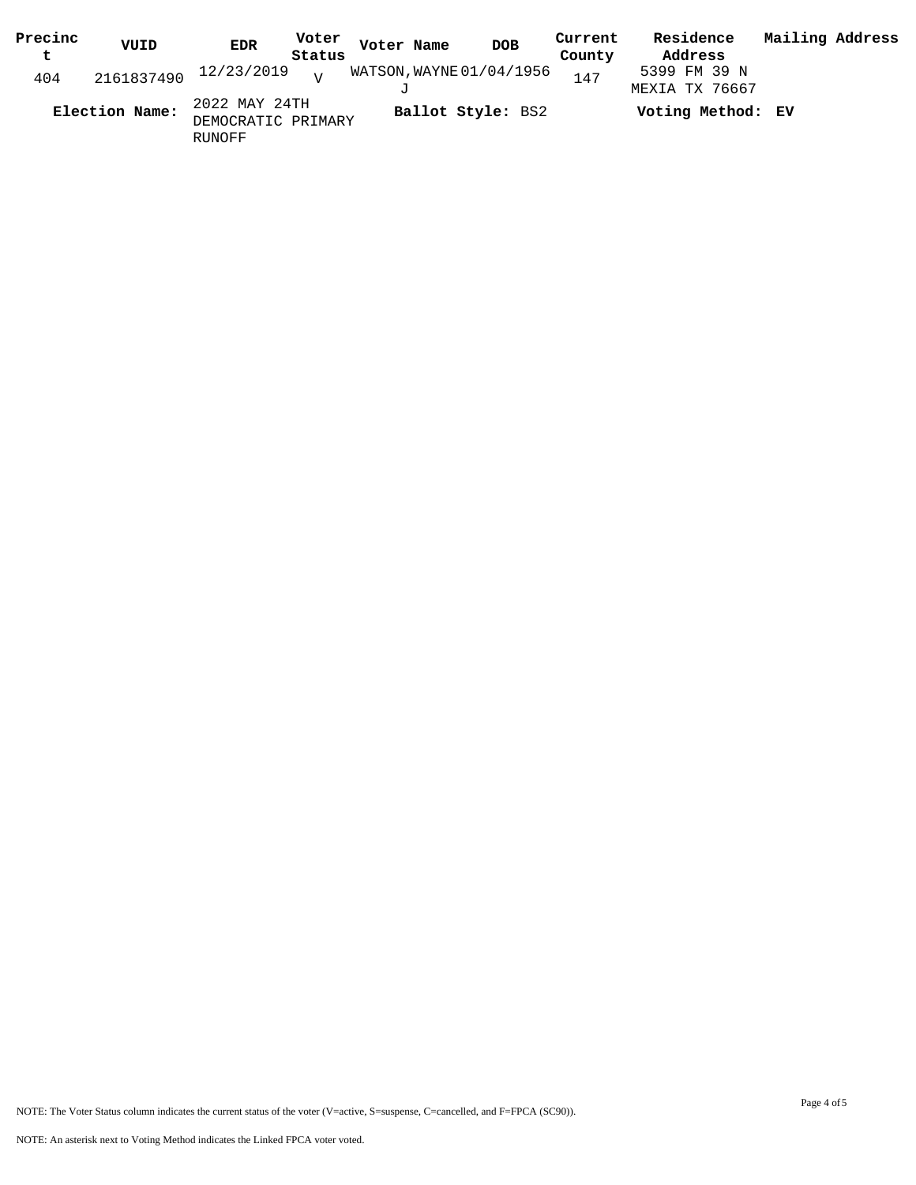| Precinct | VUID | EDR | Voter Status | Voter Name | DOB | Current County | Residence Address | Mailing Address |
|---|---|---|---|---|---|---|---|---|
| 404 | 2161837490 | 12/23/2019 | V | WATSON,WAYNE J | 01/04/1956 | 147 | 5399 FM 39 N MEXIA TX 76667 | |

**Election Name:** 2022 MAY 24TH DEMOCRATIC PRIMARY RUNOFF **Ballot Style:** BS2 **Voting Method:** **EV**

NOTE: The Voter Status column indicates the current status of the voter (V=active, S=suspense, C=cancelled, and F=FPCA (SC90)).

NOTE: An asterisk next to Voting Method indicates the Linked FPCA voter voted.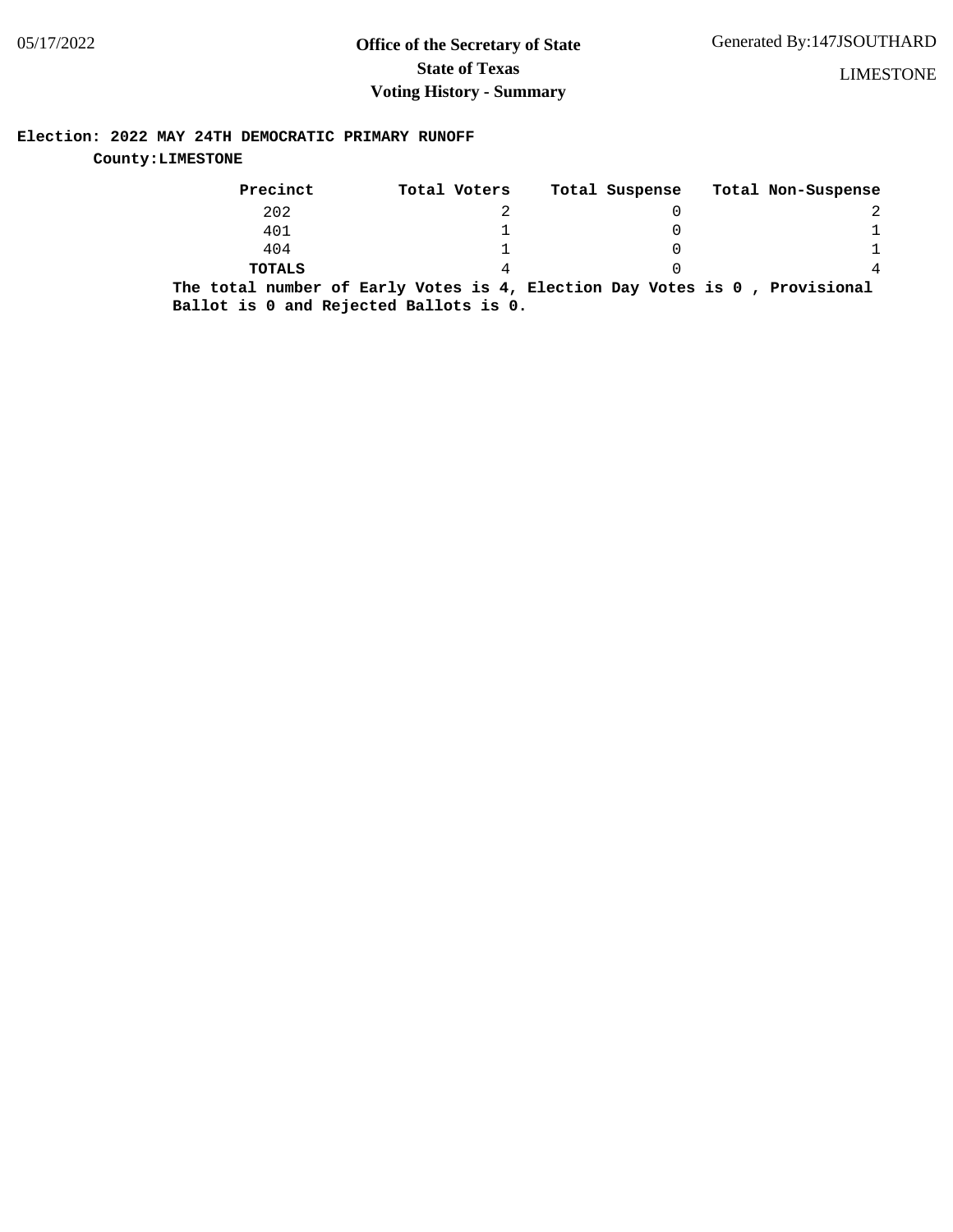**Office of the Secretary of State**

**State of Texas**

**Voting History - Summary**

05/17/2022

Generated By:147JSOUTHARD

LIMESTONE

**Election: 2022 MAY 24TH DEMOCRATIC PRIMARY RUNOFF**

**County:LIMESTONE**

| Precinct | Total Voters | Total Suspense | Total Non-Suspense |
|---|---|---|---|
| 202 | 2 | 0 | 2 |
| 401 | 1 | 0 | 1 |
| 404 | 1 | 0 | 1 |
| **TOTALS** | 4 | 0 | 4 |

**The total number of Early Votes is 4, Election Day Votes is 0 , Provisional Ballot is 0 and Rejected Ballots is 0.**